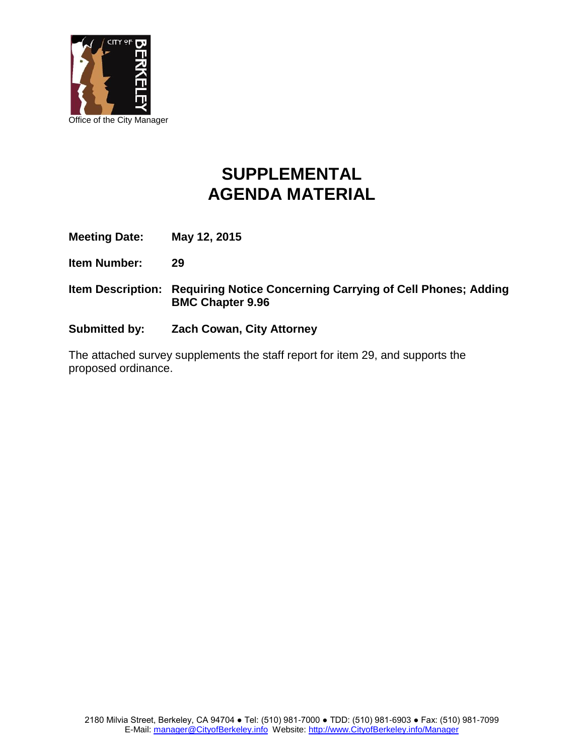Office of the City Manager

# SUPPLEMENTAL AGENDA MATERIAL

**Meeting Date:** **May 12, 2015**

**Item Number:** **29**

**Item Description:** **Requiring Notice Concerning Carrying of Cell Phones; Adding BMC Chapter 9.96**

**Submitted by:** **Zach Cowan, City Attorney**

The attached survey supplements the staff report for item 29, and supports the proposed ordinance.

2180 Milvia Street, Berkeley, CA 94704 ● Tel: (510) 981-7000 ● TDD: (510) 981-6903 ● Fax: (510) 981-7099
E-Mail: manager@CityofBerkeley.info Website: http://www.CityofBerkeley.info/Manager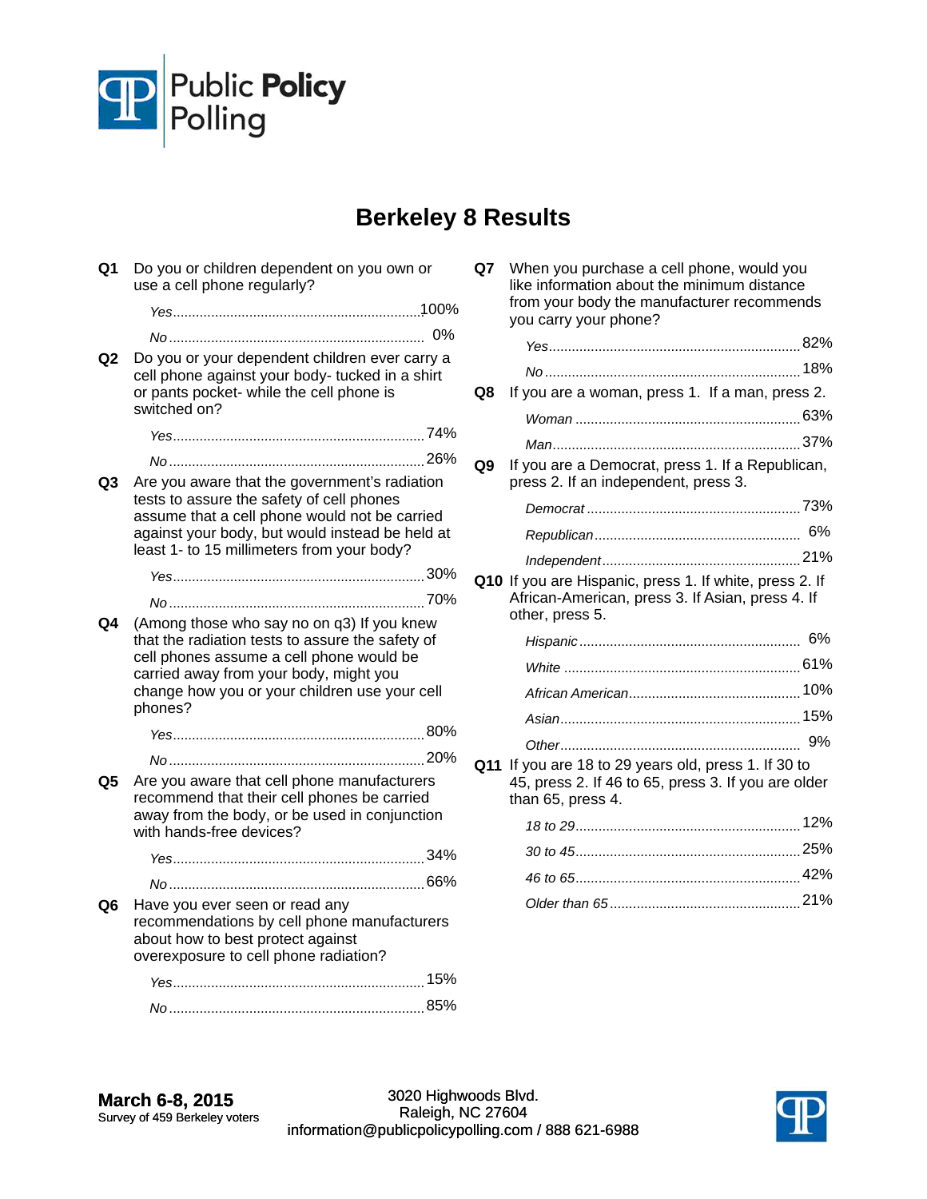Public Policy Polling

# Berkeley 8 Results

**Q1** Do you or children dependent on you own or use a cell phone regularly?

*Yes* ............ 100%
*No* ............ 0%

**Q2** Do you or your dependent children ever carry a cell phone against your body- tucked in a shirt or pants pocket- while the cell phone is switched on?

*Yes* ............ 74%
*No* ............ 26%

**Q3** Are you aware that the government's radiation tests to assure the safety of cell phones assume that a cell phone would not be carried against your body, but would instead be held at least 1- to 15 millimeters from your body?

*Yes* ............ 30%
*No* ............ 70%

**Q4** (Among those who say no on q3) If you knew that the radiation tests to assure the safety of cell phones assume a cell phone would be carried away from your body, might you change how you or your children use your cell phones?

*Yes* ............ 80%
*No* ............ 20%

**Q5** Are you aware that cell phone manufacturers recommend that their cell phones be carried away from the body, or be used in conjunction with hands-free devices?

*Yes* ............ 34%
*No* ............ 66%

**Q6** Have you ever seen or read any recommendations by cell phone manufacturers about how to best protect against overexposure to cell phone radiation?

*Yes* ............ 15%
*No* ............ 85%

**Q7** When you purchase a cell phone, would you like information about the minimum distance from your body the manufacturer recommends you carry your phone?

*Yes* ............ 82%
*No* ............ 18%

**Q8** If you are a woman, press 1. If a man, press 2.

*Woman* ............ 63%
*Man* ............ 37%

**Q9** If you are a Democrat, press 1. If a Republican, press 2. If an independent, press 3.

*Democrat* ............ 73%
*Republican* ............ 6%
*Independent* ............ 21%

**Q10** If you are Hispanic, press 1. If white, press 2. If African-American, press 3. If Asian, press 4. If other, press 5.

*Hispanic* ............ 6%
*White* ............ 61%
*African American* ............ 10%
*Asian* ............ 15%
*Other* ............ 9%

**Q11** If you are 18 to 29 years old, press 1. If 30 to 45, press 2. If 46 to 65, press 3. If you are older than 65, press 4.

*18 to 29* ............ 12%
*30 to 45* ............ 25%
*46 to 65* ............ 42%
*Older than 65* ............ 21%

**March 6-8, 2015**
Survey of 459 Berkeley voters

3020 Highwoods Blvd.
Raleigh, NC 27604
information@publicpolicypolling.com / 888 621-6988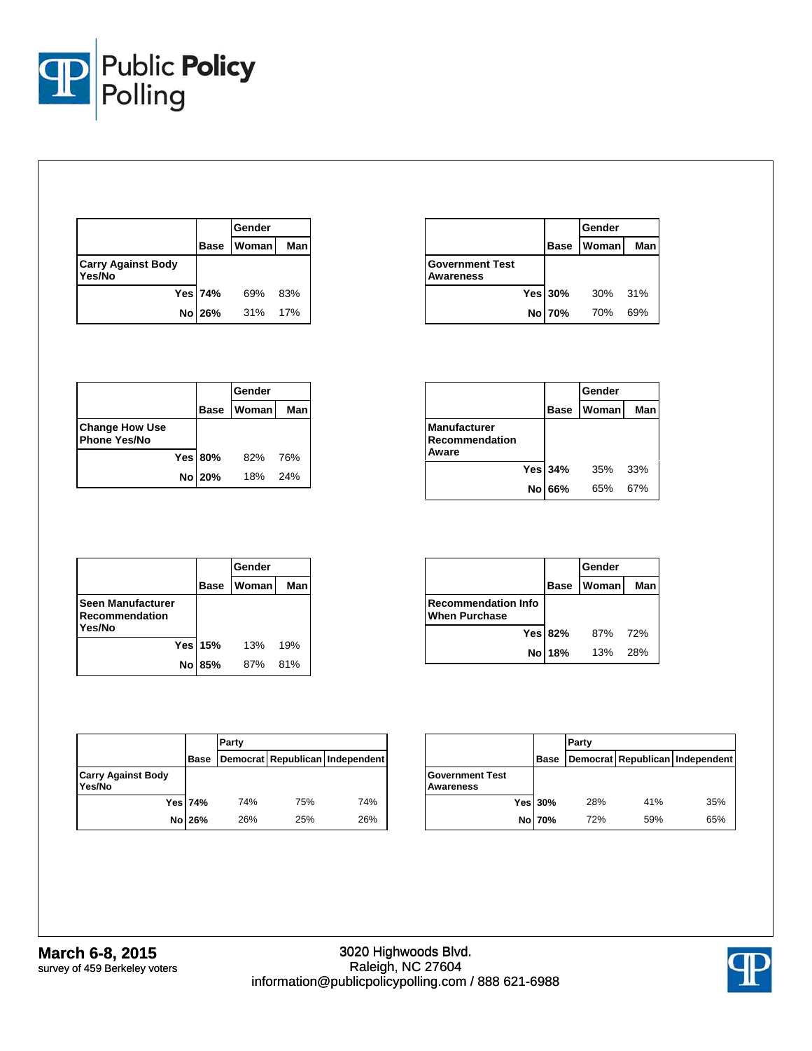| | Base | Gender | |
|---|---|---|---|
| | | Woman | Man |
| **Carry Against Body Yes/No** | | | |
| Yes | 74% | 69% | 83% |
| No | 26% | 31% | 17% |

| | Base | Gender | |
|---|---|---|---|
| | | Woman | Man |
| **Government Test Awareness** | | | |
| Yes | 30% | 30% | 31% |
| No | 70% | 70% | 69% |

| | Base | Gender | |
|---|---|---|---|
| | | Woman | Man |
| **Change How Use Phone Yes/No** | | | |
| Yes | 80% | 82% | 76% |
| No | 20% | 18% | 24% |

| | Base | Gender | |
|---|---|---|---|
| | | Woman | Man |
| **Manufacturer Recommendation Aware** | | | |
| Yes | 34% | 35% | 33% |
| No | 66% | 65% | 67% |

| | Base | Gender | |
|---|---|---|---|
| | | Woman | Man |
| **Seen Manufacturer Recommendation Yes/No** | | | |
| Yes | 15% | 13% | 19% |
| No | 85% | 87% | 81% |

| | Base | Gender | |
|---|---|---|---|
| | | Woman | Man |
| **Recommendation Info When Purchase** | | | |
| Yes | 82% | 87% | 72% |
| No | 18% | 13% | 28% |

| | Base | Party | | |
|---|---|---|---|---|
| | | Democrat | Republican | Independent |
| **Carry Against Body Yes/No** | | | | |
| Yes | 74% | 74% | 75% | 74% |
| No | 26% | 26% | 25% | 26% |

| | Base | Party | | |
|---|---|---|---|---|
| | | Democrat | Republican | Independent |
| **Government Test Awareness** | | | | |
| Yes | 30% | 28% | 41% | 35% |
| No | 70% | 72% | 59% | 65% |

**March 6-8, 2015**
survey of 459 Berkeley voters

3020 Highwoods Blvd.
Raleigh, NC 27604
information@publicpolicypolling.com / 888 621-6988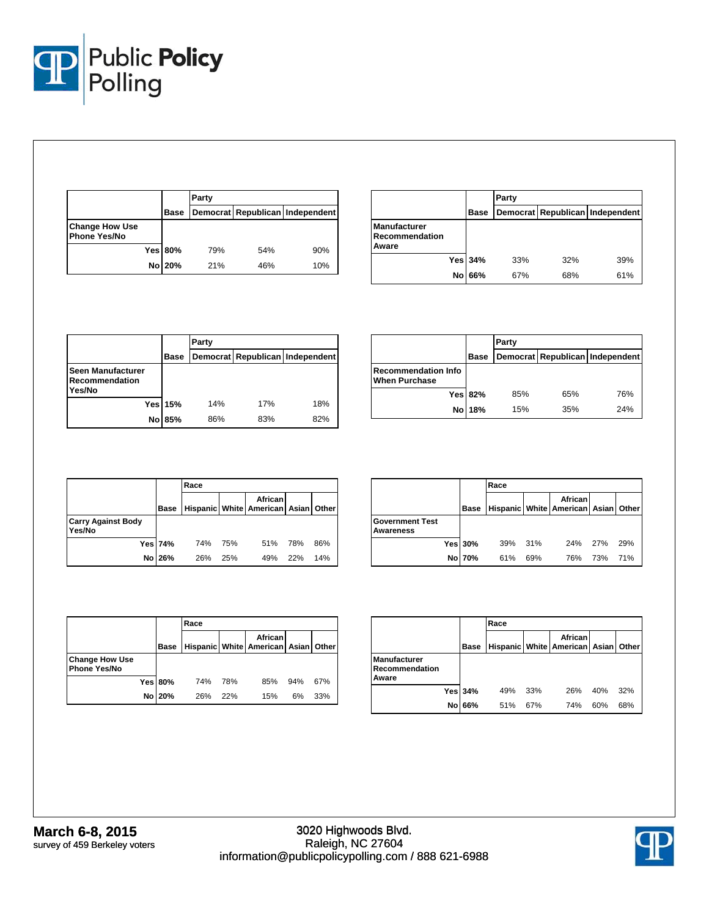| Change How Use Phone Yes/No | Base | Party: Democrat | Republican | Independent |
|---|---|---|---|---|
| Yes | **80%** | 79% | 54% | 90% |
| No | **20%** | 21% | 46% | 10% |

| Manufacturer Recommendation Aware | Base | Party: Democrat | Republican | Independent |
|---|---|---|---|---|
| Yes | **34%** | 33% | 32% | 39% |
| No | **66%** | 67% | 68% | 61% |

| Seen Manufacturer Recommendation Yes/No | Base | Party: Democrat | Republican | Independent |
|---|---|---|---|---|
| Yes | **15%** | 14% | 17% | 18% |
| No | **85%** | 86% | 83% | 82% |

| Recommendation Info When Purchase | Base | Party: Democrat | Republican | Independent |
|---|---|---|---|---|
| Yes | **82%** | 85% | 65% | 76% |
| No | **18%** | 15% | 35% | 24% |

| Carry Against Body Yes/No | Base | Race: Hispanic | White | African American | Asian | Other |
|---|---|---|---|---|---|---|
| Yes | **74%** | 74% | 75% | 51% | 78% | 86% |
| No | **26%** | 26% | 25% | 49% | 22% | 14% |

| Government Test Awareness | Base | Race: Hispanic | White | African American | Asian | Other |
|---|---|---|---|---|---|---|
| Yes | **30%** | 39% | 31% | 24% | 27% | 29% |
| No | **70%** | 61% | 69% | 76% | 73% | 71% |

| Change How Use Phone Yes/No | Base | Race: Hispanic | White | African American | Asian | Other |
|---|---|---|---|---|---|---|
| Yes | **80%** | 74% | 78% | 85% | 94% | 67% |
| No | **20%** | 26% | 22% | 15% | 6% | 33% |

| Manufacturer Recommendation Aware | Base | Race: Hispanic | White | African American | Asian | Other |
|---|---|---|---|---|---|---|
| Yes | **34%** | 49% | 33% | 26% | 40% | 32% |
| No | **66%** | 51% | 67% | 74% | 60% | 68% |

**March 6-8, 2015**
survey of 459 Berkeley voters

3020 Highwoods Blvd.
Raleigh, NC 27604
information@publicpolicypolling.com / 888 621-6988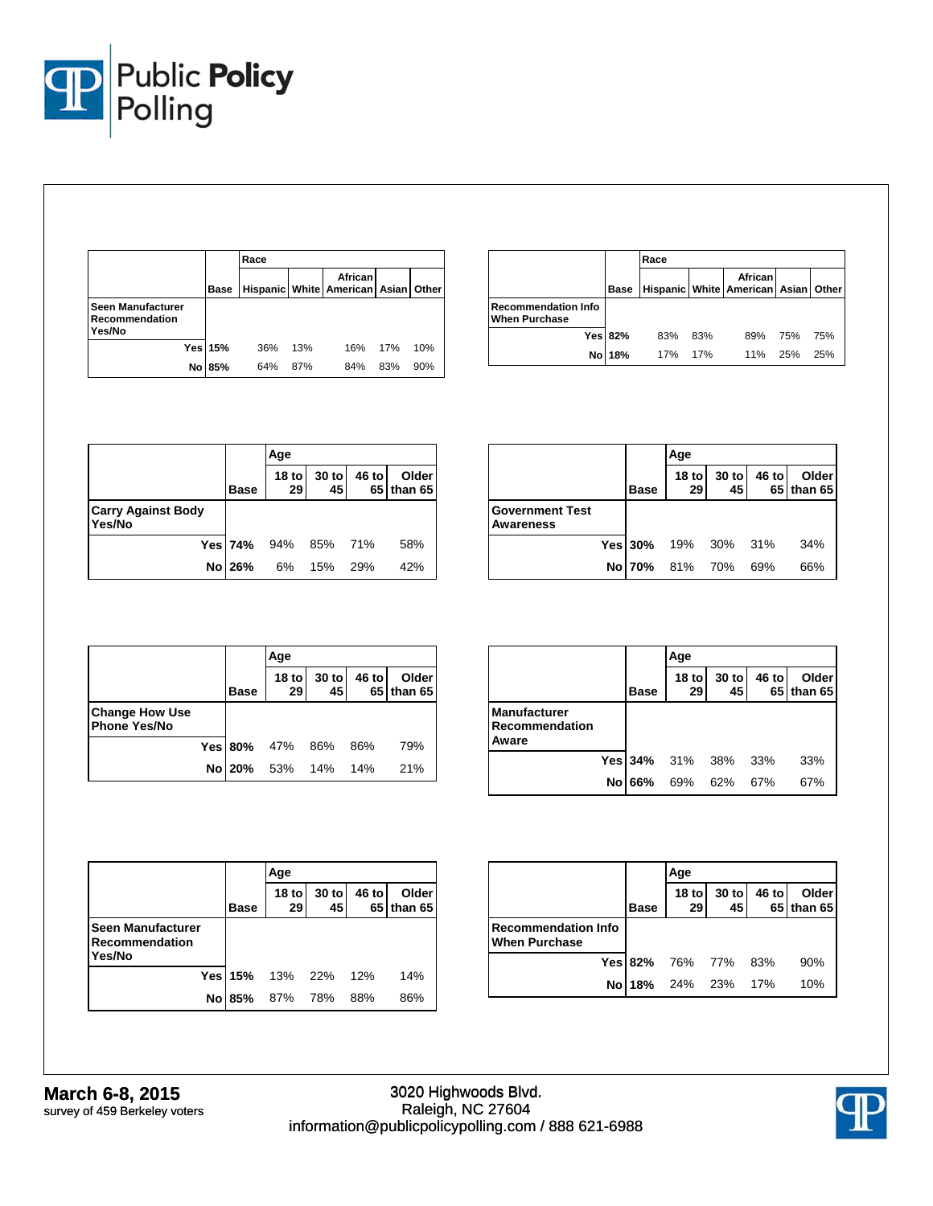| | Base | Race | | | | |
|---|---|---|---|---|---|---|
| | | Hispanic | White | African American | Asian | Other |
| **Seen Manufacturer Recommendation Yes/No** | | | | | | |
| Yes | 15% | 36% | 13% | 16% | 17% | 10% |
| No | 85% | 64% | 87% | 84% | 83% | 90% |

| | Base | Race | | | | |
|---|---|---|---|---|---|---|
| | | Hispanic | White | African American | Asian | Other |
| **Recommendation Info When Purchase** | | | | | | |
| Yes | 82% | 83% | 83% | 89% | 75% | 75% |
| No | 18% | 17% | 17% | 11% | 25% | 25% |

| | Base | Age | | | |
|---|---|---|---|---|---|
| | | 18 to 29 | 30 to 45 | 46 to 65 | Older than 65 |
| **Carry Against Body Yes/No** | | | | | |
| Yes | 74% | 94% | 85% | 71% | 58% |
| No | 26% | 6% | 15% | 29% | 42% |

| | Base | Age | | | |
|---|---|---|---|---|---|
| | | 18 to 29 | 30 to 45 | 46 to 65 | Older than 65 |
| **Government Test Awareness** | | | | | |
| Yes | 30% | 19% | 30% | 31% | 34% |
| No | 70% | 81% | 70% | 69% | 66% |

| | Base | Age | | | |
|---|---|---|---|---|---|
| | | 18 to 29 | 30 to 45 | 46 to 65 | Older than 65 |
| **Change How Use Phone Yes/No** | | | | | |
| Yes | 80% | 47% | 86% | 86% | 79% |
| No | 20% | 53% | 14% | 14% | 21% |

| | Base | Age | | | |
|---|---|---|---|---|---|
| | | 18 to 29 | 30 to 45 | 46 to 65 | Older than 65 |
| **Manufacturer Recommendation Aware** | | | | | |
| Yes | 34% | 31% | 38% | 33% | 33% |
| No | 66% | 69% | 62% | 67% | 67% |

| | Base | Age | | | |
|---|---|---|---|---|---|
| | | 18 to 29 | 30 to 45 | 46 to 65 | Older than 65 |
| **Seen Manufacturer Recommendation Yes/No** | | | | | |
| Yes | 15% | 13% | 22% | 12% | 14% |
| No | 85% | 87% | 78% | 88% | 86% |

| | Base | Age | | | |
|---|---|---|---|---|---|
| | | 18 to 29 | 30 to 45 | 46 to 65 | Older than 65 |
| **Recommendation Info When Purchase** | | | | | |
| Yes | 82% | 76% | 77% | 83% | 90% |
| No | 18% | 24% | 23% | 17% | 10% |

**March 6-8, 2015**
survey of 459 Berkeley voters

3020 Highwoods Blvd.
Raleigh, NC 27604
information@publicpolicypolling.com / 888 621-6988